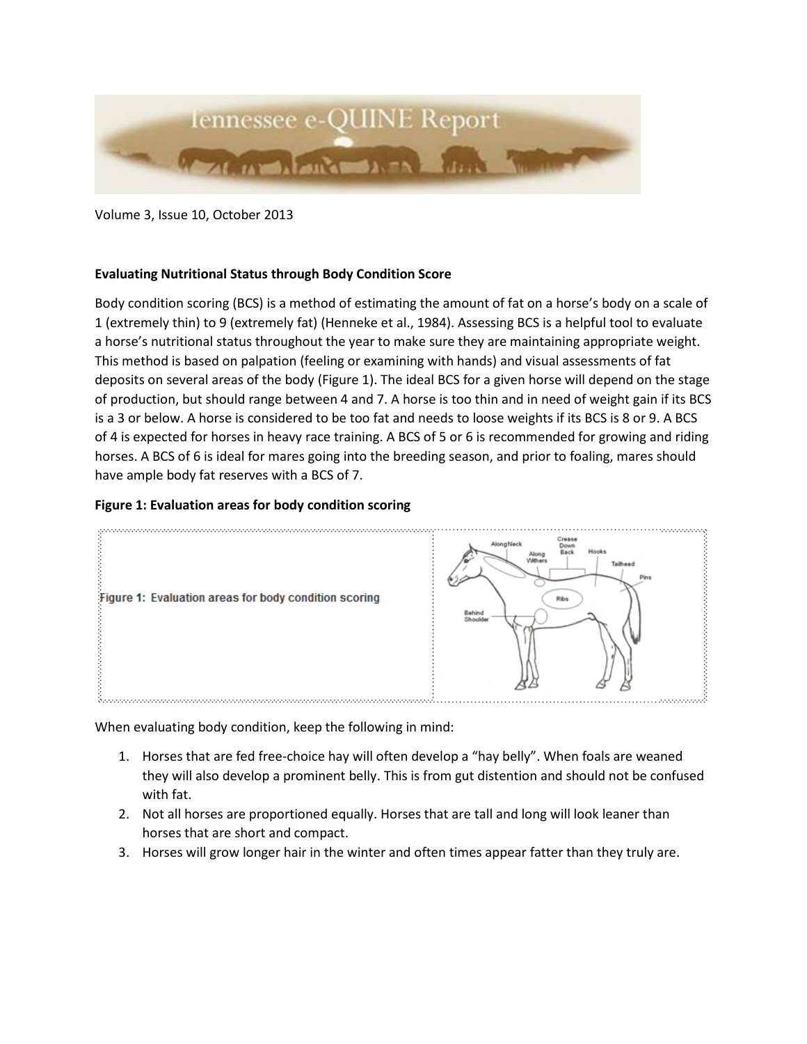Tennessee e-QUINE Report

Volume 3, Issue 10, October 2013

**Evaluating Nutritional Status through Body Condition Score**

Body condition scoring (BCS) is a method of estimating the amount of fat on a horse's body on a scale of 1 (extremely thin) to 9 (extremely fat) (Henneke et al., 1984). Assessing BCS is a helpful tool to evaluate a horse's nutritional status throughout the year to make sure they are maintaining appropriate weight. This method is based on palpation (feeling or examining with hands) and visual assessments of fat deposits on several areas of the body (Figure 1). The ideal BCS for a given horse will depend on the stage of production, but should range between 4 and 7. A horse is too thin and in need of weight gain if its BCS is a 3 or below. A horse is considered to be too fat and needs to loose weights if its BCS is 8 or 9. A BCS of 4 is expected for horses in heavy race training. A BCS of 5 or 6 is recommended for growing and riding horses. A BCS of 6 is ideal for mares going into the breeding season, and prior to foaling, mares should have ample body fat reserves with a BCS of 7.

**Figure 1: Evaluation areas for body condition scoring**

Figure 1: Evaluation areas for body condition scoring

When evaluating body condition, keep the following in mind:

1. Horses that are fed free-choice hay will often develop a "hay belly". When foals are weaned they will also develop a prominent belly. This is from gut distention and should not be confused with fat.
2. Not all horses are proportioned equally. Horses that are tall and long will look leaner than horses that are short and compact.
3. Horses will grow longer hair in the winter and often times appear fatter than they truly are.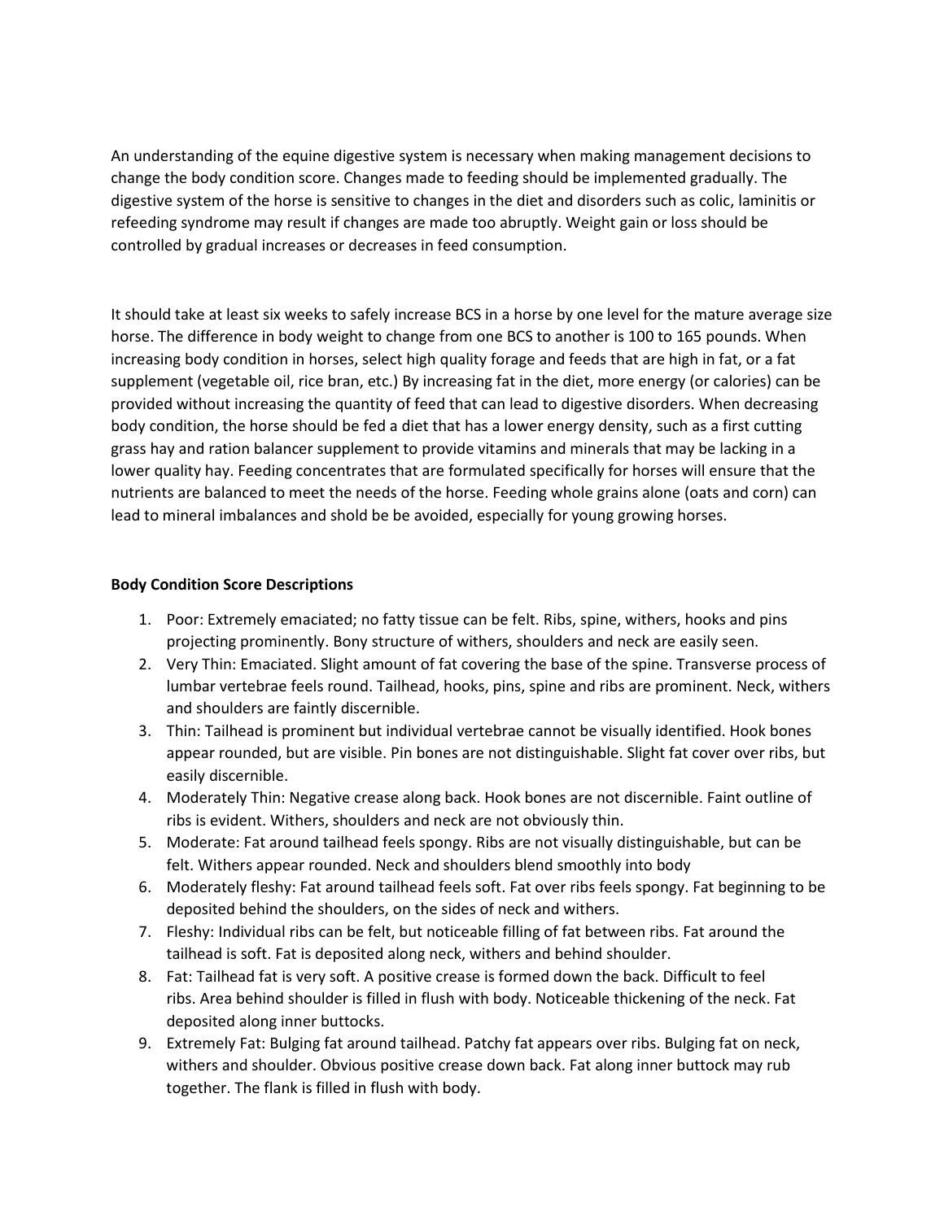An understanding of the equine digestive system is necessary when making management decisions to change the body condition score. Changes made to feeding should be implemented gradually. The digestive system of the horse is sensitive to changes in the diet and disorders such as colic, laminitis or refeeding syndrome may result if changes are made too abruptly. Weight gain or loss should be controlled by gradual increases or decreases in feed consumption.

It should take at least six weeks to safely increase BCS in a horse by one level for the mature average size horse. The difference in body weight to change from one BCS to another is 100 to 165 pounds. When increasing body condition in horses, select high quality forage and feeds that are high in fat, or a fat supplement (vegetable oil, rice bran, etc.) By increasing fat in the diet, more energy (or calories) can be provided without increasing the quantity of feed that can lead to digestive disorders. When decreasing body condition, the horse should be fed a diet that has a lower energy density, such as a first cutting grass hay and ration balancer supplement to provide vitamins and minerals that may be lacking in a lower quality hay. Feeding concentrates that are formulated specifically for horses will ensure that the nutrients are balanced to meet the needs of the horse. Feeding whole grains alone (oats and corn) can lead to mineral imbalances and shold be be avoided, especially for young growing horses.

**Body Condition Score Descriptions**

1. Poor: Extremely emaciated; no fatty tissue can be felt. Ribs, spine, withers, hooks and pins projecting prominently. Bony structure of withers, shoulders and neck are easily seen.
2. Very Thin: Emaciated. Slight amount of fat covering the base of the spine. Transverse process of lumbar vertebrae feels round. Tailhead, hooks, pins, spine and ribs are prominent. Neck, withers and shoulders are faintly discernible.
3. Thin: Tailhead is prominent but individual vertebrae cannot be visually identified. Hook bones appear rounded, but are visible. Pin bones are not distinguishable. Slight fat cover over ribs, but easily discernible.
4. Moderately Thin: Negative crease along back. Hook bones are not discernible. Faint outline of ribs is evident. Withers, shoulders and neck are not obviously thin.
5. Moderate: Fat around tailhead feels spongy. Ribs are not visually distinguishable, but can be felt. Withers appear rounded. Neck and shoulders blend smoothly into body
6. Moderately fleshy: Fat around tailhead feels soft. Fat over ribs feels spongy. Fat beginning to be deposited behind the shoulders, on the sides of neck and withers.
7. Fleshy: Individual ribs can be felt, but noticeable filling of fat between ribs. Fat around the tailhead is soft. Fat is deposited along neck, withers and behind shoulder.
8. Fat: Tailhead fat is very soft. A positive crease is formed down the back. Difficult to feel ribs. Area behind shoulder is filled in flush with body. Noticeable thickening of the neck. Fat deposited along inner buttocks.
9. Extremely Fat: Bulging fat around tailhead. Patchy fat appears over ribs. Bulging fat on neck, withers and shoulder. Obvious positive crease down back. Fat along inner buttock may rub together. The flank is filled in flush with body.